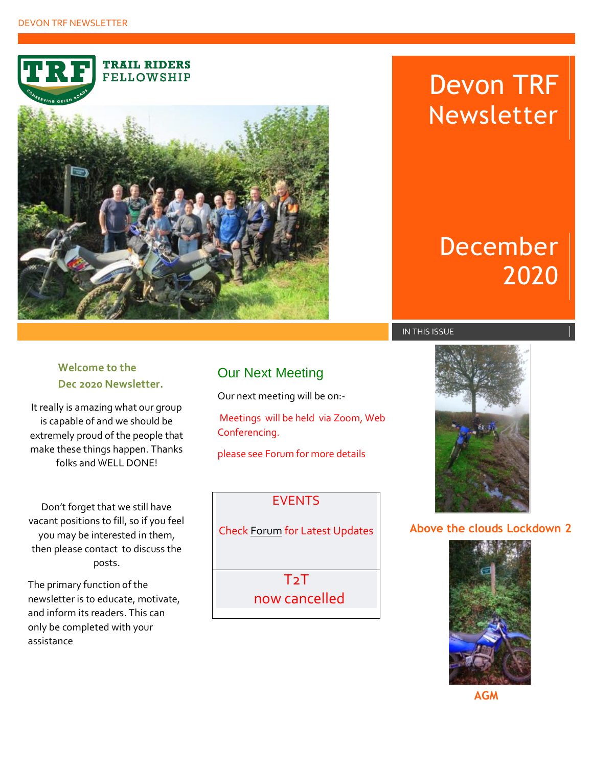TRAIL RIDERS FELLOWSHIP

# Devon TRF Newsletter

## December 2020

IN THIS ISSUE

Above the clouds Lockdown 2

AGM

### Welcome to the Dec 2020 Newsletter.

It really is amazing what our group is capable of and we should be extremely proud of the people that make these things happen. Thanks folks and WELL DONE!

Don't forget that we still have vacant positions to fill, so if you feel you may be interested in them, then please contact to discuss the posts.

The primary function of the newsletter is to educate, motivate, and inform its readers. This can only be completed with your assistance

## Our Next Meeting

Our next meeting will be on:-

Meetings will be held via Zoom, Web Conferencing.

please see Forum for more details

| EVENTS |
| --- |
| Check Forum for Latest Updates |
| T2T now cancelled |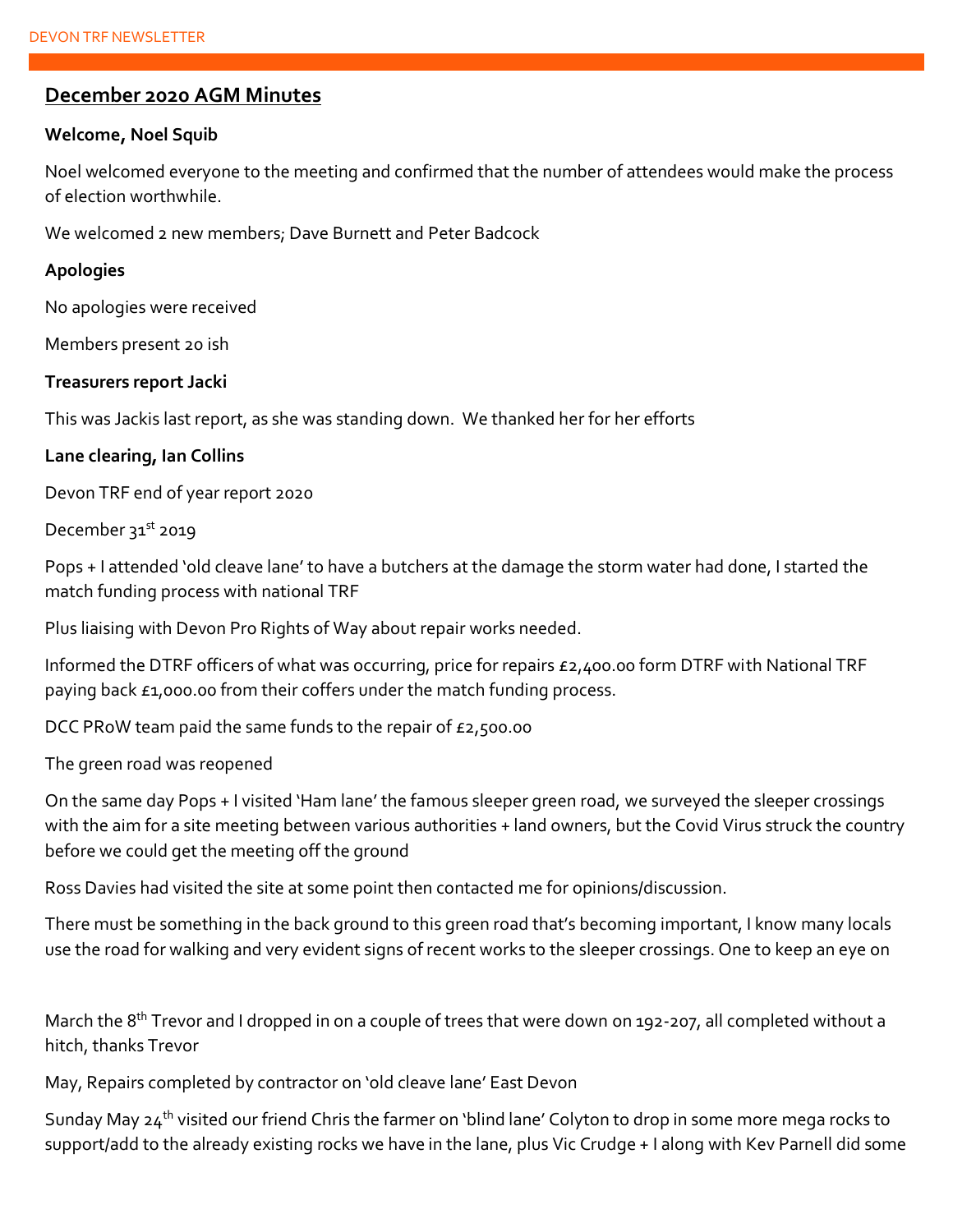## December 2020 AGM Minutes

**Welcome, Noel Squib**

Noel welcomed everyone to the meeting and confirmed that the number of attendees would make the process of election worthwhile.

We welcomed 2 new members; Dave Burnett and Peter Badcock

**Apologies**

No apologies were received

Members present 20 ish

**Treasurers report Jacki**

This was Jackis last report, as she was standing down. We thanked her for her efforts

**Lane clearing, Ian Collins**

Devon TRF end of year report 2020

December 31st 2019

Pops + I attended 'old cleave lane' to have a butchers at the damage the storm water had done, I started the match funding process with national TRF

Plus liaising with Devon Pro Rights of Way about repair works needed.

Informed the DTRF officers of what was occurring, price for repairs £2,400.00 form DTRF with National TRF paying back £1,000.00 from their coffers under the match funding process.

DCC PRoW team paid the same funds to the repair of £2,500.00

The green road was reopened

On the same day Pops + I visited 'Ham lane' the famous sleeper green road, we surveyed the sleeper crossings with the aim for a site meeting between various authorities + land owners, but the Covid Virus struck the country before we could get the meeting off the ground

Ross Davies had visited the site at some point then contacted me for opinions/discussion.

There must be something in the back ground to this green road that's becoming important, I know many locals use the road for walking and very evident signs of recent works to the sleeper crossings. One to keep an eye on

March the 8th Trevor and I dropped in on a couple of trees that were down on 192-207, all completed without a hitch, thanks Trevor

May, Repairs completed by contractor on 'old cleave lane' East Devon

Sunday May 24th visited our friend Chris the farmer on 'blind lane' Colyton to drop in some more mega rocks to support/add to the already existing rocks we have in the lane, plus Vic Crudge + I along with Kev Parnell did some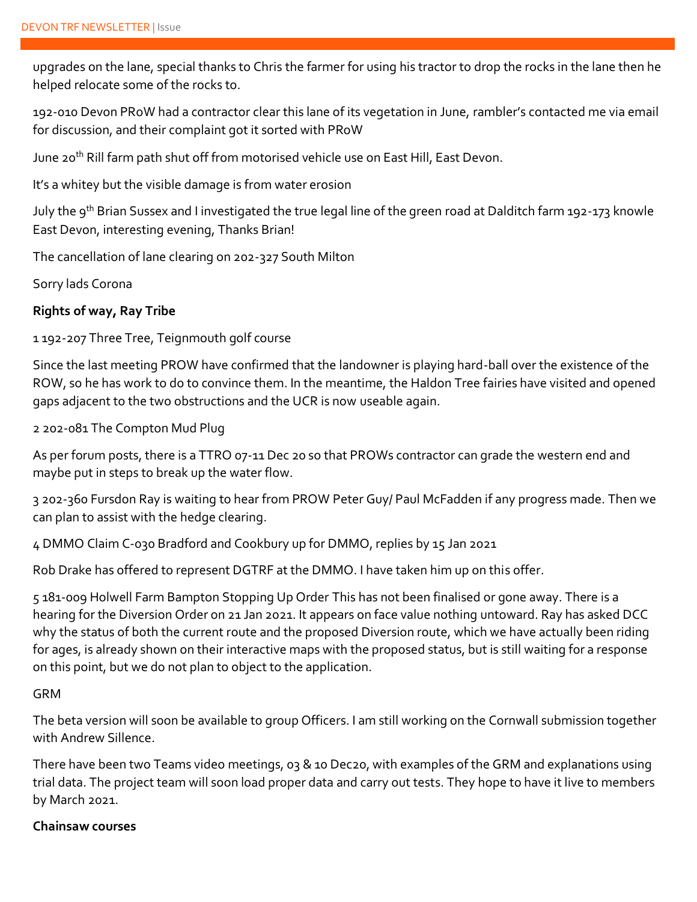upgrades on the lane, special thanks to Chris the farmer for using his tractor to drop the rocks in the lane then he helped relocate some of the rocks to.

192-010 Devon PRoW had a contractor clear this lane of its vegetation in June, rambler's contacted me via email for discussion, and their complaint got it sorted with PRoW

June 20th Rill farm path shut off from motorised vehicle use on East Hill, East Devon.

It's a whitey but the visible damage is from water erosion

July the 9th Brian Sussex and I investigated the true legal line of the green road at Dalditch farm 192-173 knowle East Devon, interesting evening, Thanks Brian!

The cancellation of lane clearing on 202-327 South Milton

Sorry lads Corona

**Rights of way, Ray Tribe**

1 192-207 Three Tree, Teignmouth golf course

Since the last meeting PROW have confirmed that the landowner is playing hard-ball over the existence of the ROW, so he has work to do to convince them. In the meantime, the Haldon Tree fairies have visited and opened gaps adjacent to the two obstructions and the UCR is now useable again.

2 202-081 The Compton Mud Plug

As per forum posts, there is a TTRO 07-11 Dec 20 so that PROWs contractor can grade the western end and maybe put in steps to break up the water flow.

3 202-360 Fursdon Ray is waiting to hear from PROW Peter Guy/ Paul McFadden if any progress made. Then we can plan to assist with the hedge clearing.

4 DMMO Claim C-030 Bradford and Cookbury up for DMMO, replies by 15 Jan 2021

Rob Drake has offered to represent DGTRF at the DMMO. I have taken him up on this offer.

5 181-009 Holwell Farm Bampton Stopping Up Order This has not been finalised or gone away. There is a hearing for the Diversion Order on 21 Jan 2021. It appears on face value nothing untoward. Ray has asked DCC why the status of both the current route and the proposed Diversion route, which we have actually been riding for ages, is already shown on their interactive maps with the proposed status, but is still waiting for a response on this point, but we do not plan to object to the application.

GRM

The beta version will soon be available to group Officers. I am still working on the Cornwall submission together with Andrew Sillence.

There have been two Teams video meetings, 03 & 10 Dec20, with examples of the GRM and explanations using trial data. The project team will soon load proper data and carry out tests. They hope to have it live to members by March 2021.

**Chainsaw courses**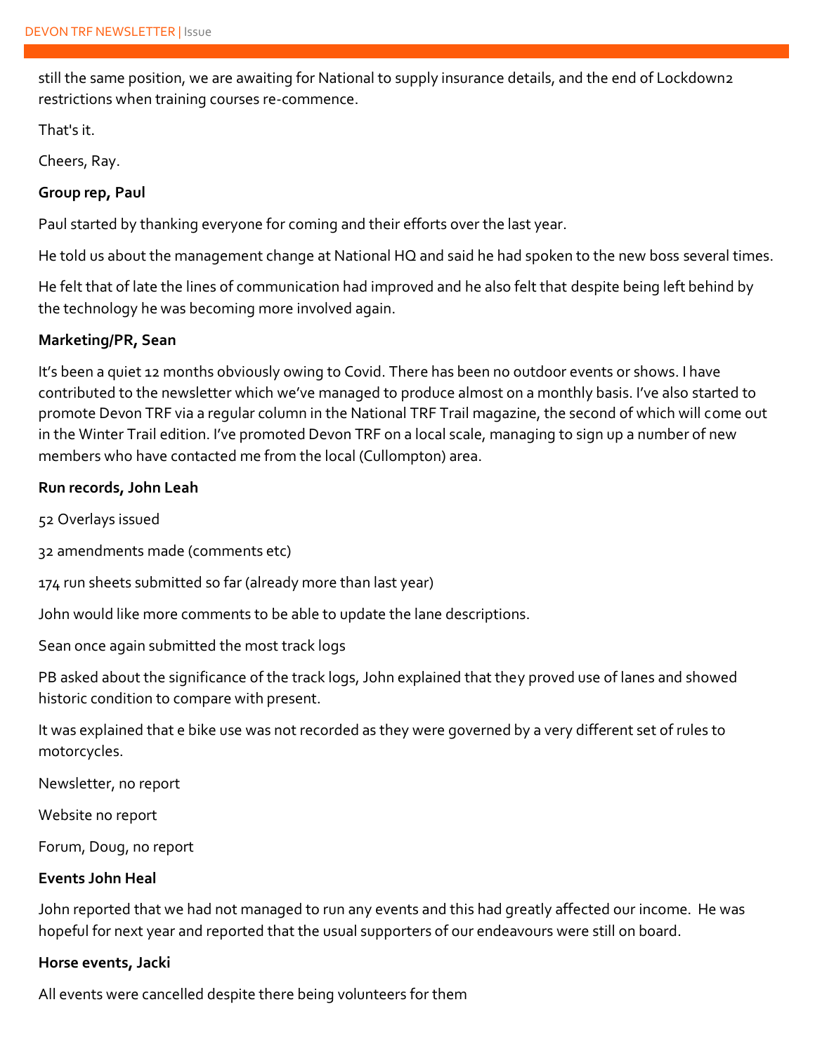still the same position, we are awaiting for National to supply insurance details, and the end of Lockdown2 restrictions when training courses re-commence.

That's it.

Cheers, Ray.

**Group rep, Paul**

Paul started by thanking everyone for coming and their efforts over the last year.

He told us about the management change at National HQ and said he had spoken to the new boss several times.

He felt that of late the lines of communication had improved and he also felt that despite being left behind by the technology he was becoming more involved again.

**Marketing/PR, Sean**

It's been a quiet 12 months obviously owing to Covid. There has been no outdoor events or shows. I have contributed to the newsletter which we've managed to produce almost on a monthly basis. I've also started to promote Devon TRF via a regular column in the National TRF Trail magazine, the second of which will come out in the Winter Trail edition. I've promoted Devon TRF on a local scale, managing to sign up a number of new members who have contacted me from the local (Cullompton) area.

**Run records, John Leah**

52 Overlays issued

32 amendments made (comments etc)

174 run sheets submitted so far (already more than last year)

John would like more comments to be able to update the lane descriptions.

Sean once again submitted the most track logs

PB asked about the significance of the track logs, John explained that they proved use of lanes and showed historic condition to compare with present.

It was explained that e bike use was not recorded as they were governed by a very different set of rules to motorcycles.

Newsletter, no report

Website no report

Forum, Doug, no report

**Events John Heal**

John reported that we had not managed to run any events and this had greatly affected our income. He was hopeful for next year and reported that the usual supporters of our endeavours were still on board.

**Horse events, Jacki**

All events were cancelled despite there being volunteers for them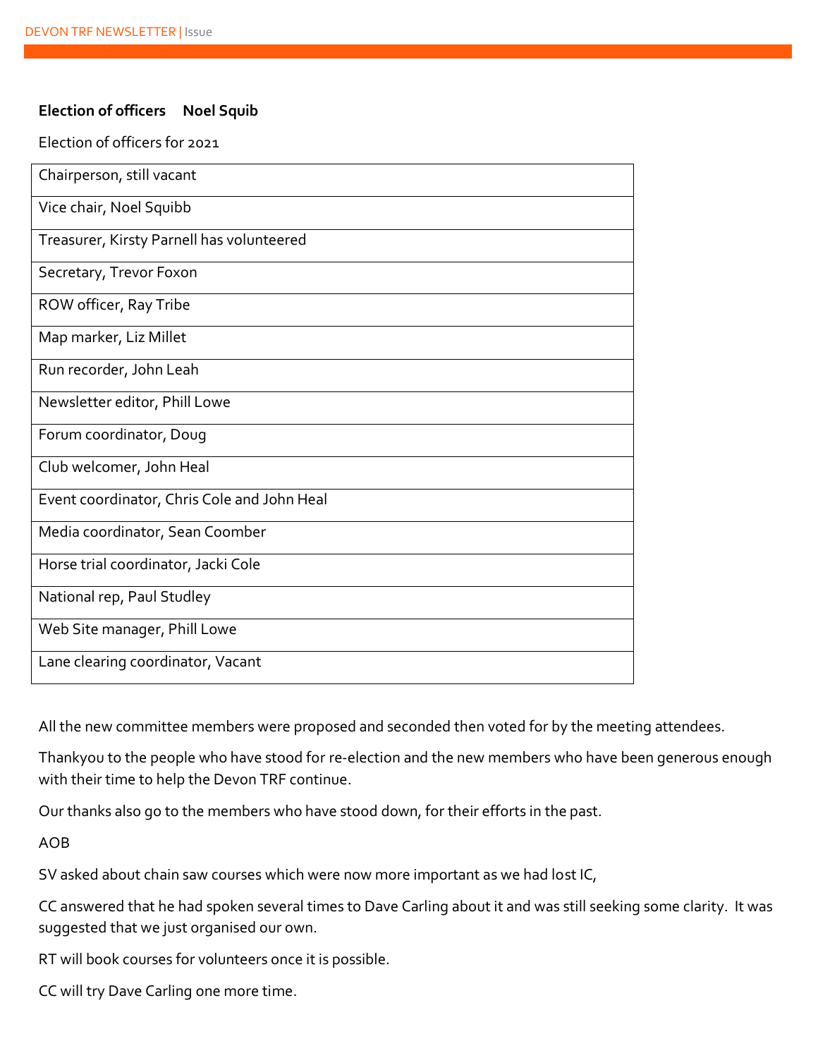**Election of officers     Noel Squib**

Election of officers for 2021

| Chairperson, still vacant |
|---|
| Vice chair, Noel Squibb |
| Treasurer, Kirsty Parnell has volunteered |
| Secretary, Trevor Foxon |
| ROW officer, Ray Tribe |
| Map marker, Liz Millet |
| Run recorder, John Leah |
| Newsletter editor, Phill Lowe |
| Forum coordinator, Doug |
| Club welcomer, John Heal |
| Event coordinator, Chris Cole and John Heal |
| Media coordinator, Sean Coomber |
| Horse trial coordinator, Jacki Cole |
| National rep, Paul Studley |
| Web Site manager, Phill Lowe |
| Lane clearing coordinator, Vacant |

All the new committee members were proposed and seconded then voted for by the meeting attendees.

Thankyou to the people who have stood for re-election and the new members who have been generous enough with their time to help the Devon TRF continue.

Our thanks also go to the members who have stood down, for their efforts in the past.

AOB

SV asked about chain saw courses which were now more important as we had lost IC,

CC answered that he had spoken several times to Dave Carling about it and was still seeking some clarity. It was suggested that we just organised our own.

RT will book courses for volunteers once it is possible.

CC will try Dave Carling one more time.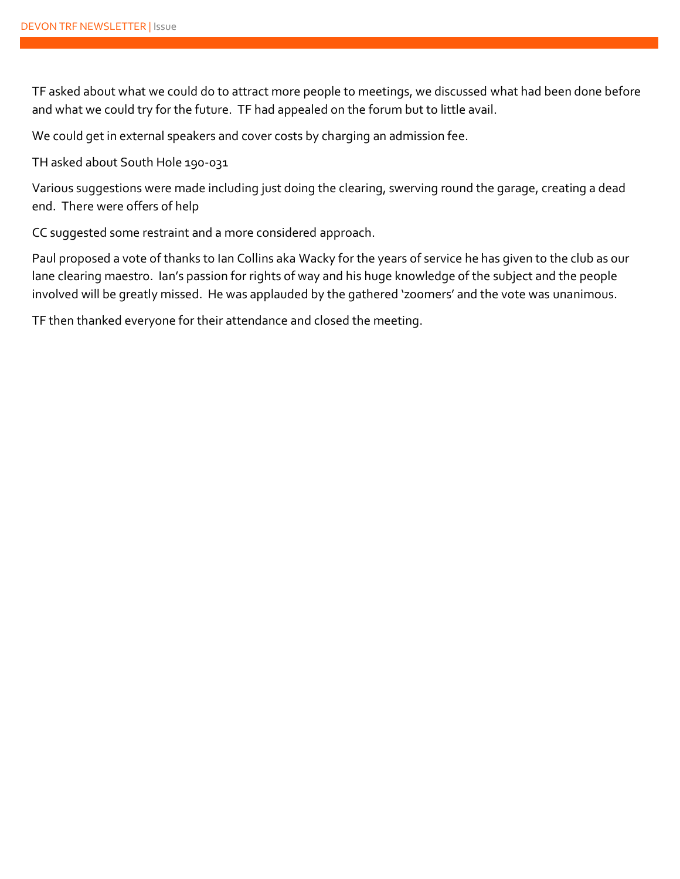TF asked about what we could do to attract more people to meetings, we discussed what had been done before and what we could try for the future.  TF had appealed on the forum but to little avail.

We could get in external speakers and cover costs by charging an admission fee.

TH asked about South Hole 190-031

Various suggestions were made including just doing the clearing, swerving round the garage, creating a dead end.  There were offers of help

CC suggested some restraint and a more considered approach.

Paul proposed a vote of thanks to Ian Collins aka Wacky for the years of service he has given to the club as our lane clearing maestro.  Ian's passion for rights of way and his huge knowledge of the subject and the people involved will be greatly missed.  He was applauded by the gathered 'zoomers' and the vote was unanimous.

TF then thanked everyone for their attendance and closed the meeting.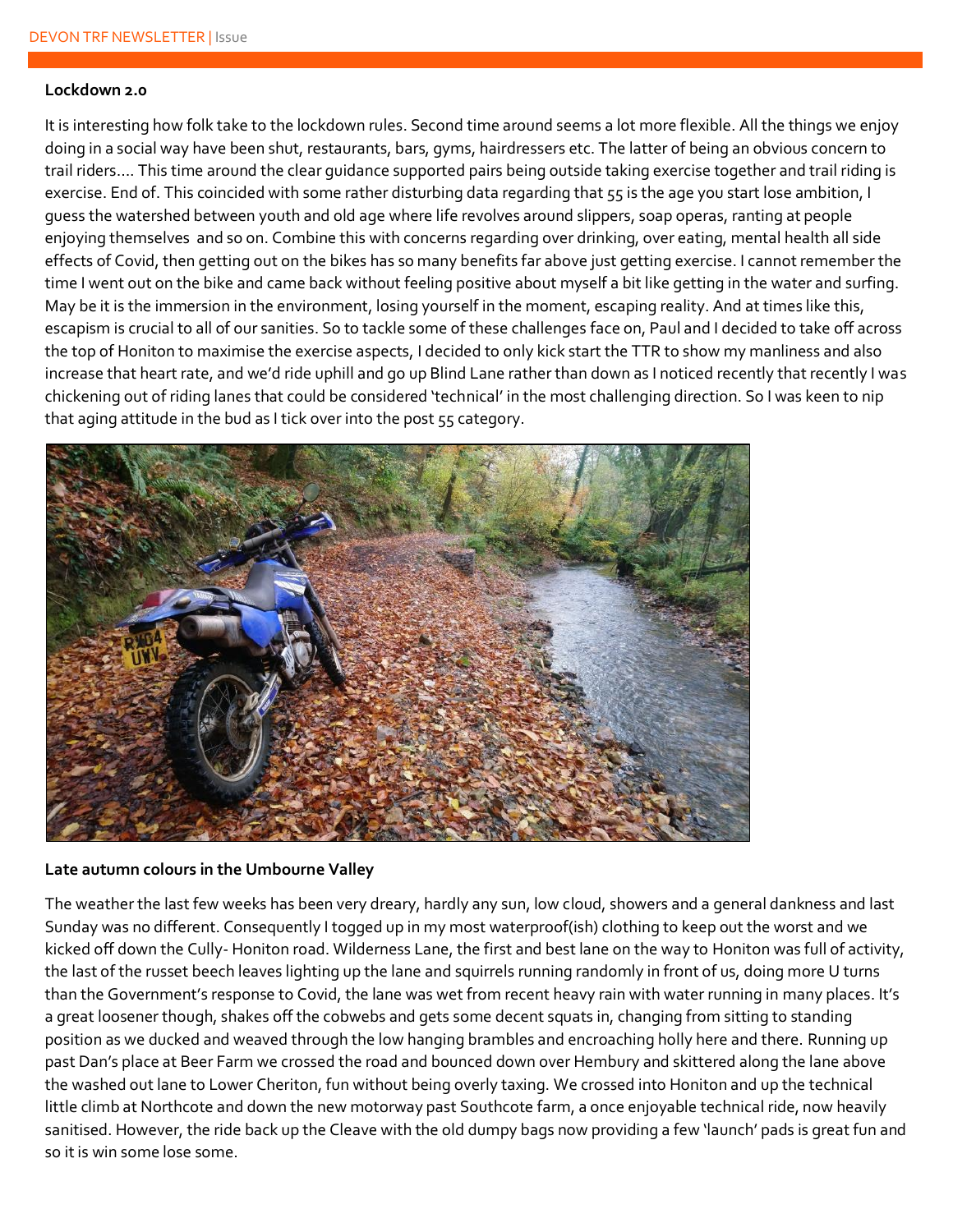**Lockdown 2.0**

It is interesting how folk take to the lockdown rules. Second time around seems a lot more flexible. All the things we enjoy doing in a social way have been shut, restaurants, bars, gyms, hairdressers etc. The latter of being an obvious concern to trail riders…. This time around the clear guidance supported pairs being outside taking exercise together and trail riding is exercise. End of. This coincided with some rather disturbing data regarding that 55 is the age you start lose ambition, I guess the watershed between youth and old age where life revolves around slippers, soap operas, ranting at people enjoying themselves and so on. Combine this with concerns regarding over drinking, over eating, mental health all side effects of Covid, then getting out on the bikes has so many benefits far above just getting exercise. I cannot remember the time I went out on the bike and came back without feeling positive about myself a bit like getting in the water and surfing. May be it is the immersion in the environment, losing yourself in the moment, escaping reality. And at times like this, escapism is crucial to all of our sanities. So to tackle some of these challenges face on, Paul and I decided to take off across the top of Honiton to maximise the exercise aspects, I decided to only kick start the TTR to show my manliness and also increase that heart rate, and we'd ride uphill and go up Blind Lane rather than down as I noticed recently that recently I was chickening out of riding lanes that could be considered 'technical' in the most challenging direction. So I was keen to nip that aging attitude in the bud as I tick over into the post 55 category.

**Late autumn colours in the Umbourne Valley**

The weather the last few weeks has been very dreary, hardly any sun, low cloud, showers and a general dankness and last Sunday was no different. Consequently I togged up in my most waterproof(ish) clothing to keep out the worst and we kicked off down the Cully- Honiton road. Wilderness Lane, the first and best lane on the way to Honiton was full of activity, the last of the russet beech leaves lighting up the lane and squirrels running randomly in front of us, doing more U turns than the Government's response to Covid, the lane was wet from recent heavy rain with water running in many places. It's a great loosener though, shakes off the cobwebs and gets some decent squats in, changing from sitting to standing position as we ducked and weaved through the low hanging brambles and encroaching holly here and there. Running up past Dan's place at Beer Farm we crossed the road and bounced down over Hembury and skittered along the lane above the washed out lane to Lower Cheriton, fun without being overly taxing. We crossed into Honiton and up the technical little climb at Northcote and down the new motorway past Southcote farm, a once enjoyable technical ride, now heavily sanitised. However, the ride back up the Cleave with the old dumpy bags now providing a few 'launch' pads is great fun and so it is win some lose some.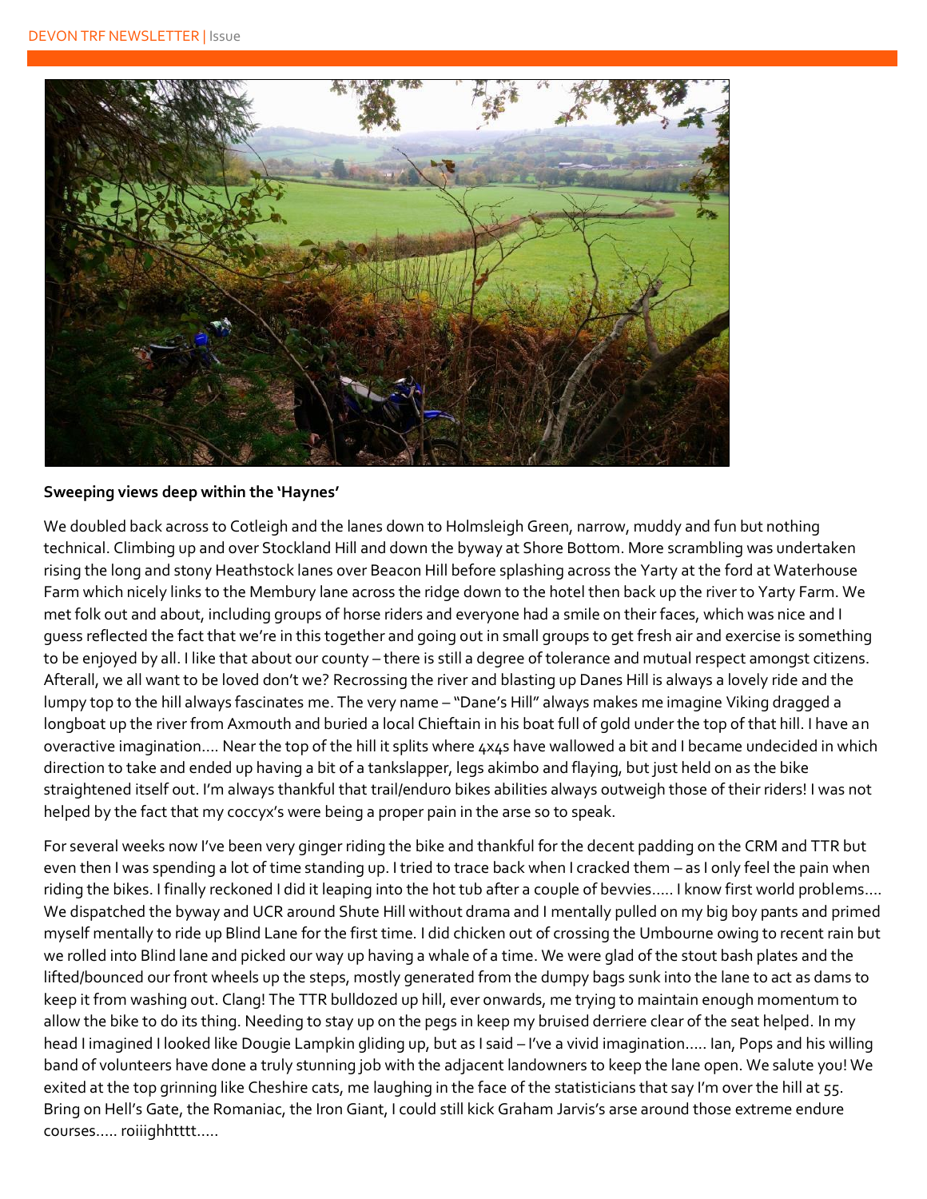**Sweeping views deep within the 'Haynes'**

We doubled back across to Cotleigh and the lanes down to Holmsleigh Green, narrow, muddy and fun but nothing technical. Climbing up and over Stockland Hill and down the byway at Shore Bottom. More scrambling was undertaken rising the long and stony Heathstock lanes over Beacon Hill before splashing across the Yarty at the ford at Waterhouse Farm which nicely links to the Membury lane across the ridge down to the hotel then back up the river to Yarty Farm. We met folk out and about, including groups of horse riders and everyone had a smile on their faces, which was nice and I guess reflected the fact that we're in this together and going out in small groups to get fresh air and exercise is something to be enjoyed by all. I like that about our county – there is still a degree of tolerance and mutual respect amongst citizens. Afterall, we all want to be loved don't we? Recrossing the river and blasting up Danes Hill is always a lovely ride and the lumpy top to the hill always fascinates me. The very name – "Dane's Hill" always makes me imagine Viking dragged a longboat up the river from Axmouth and buried a local Chieftain in his boat full of gold under the top of that hill. I have an overactive imagination…. Near the top of the hill it splits where 4x4s have wallowed a bit and I became undecided in which direction to take and ended up having a bit of a tankslapper, legs akimbo and flaying, but just held on as the bike straightened itself out. I'm always thankful that trail/enduro bikes abilities always outweigh those of their riders! I was not helped by the fact that my coccyx's were being a proper pain in the arse so to speak.

For several weeks now I've been very ginger riding the bike and thankful for the decent padding on the CRM and TTR but even then I was spending a lot of time standing up. I tried to trace back when I cracked them – as I only feel the pain when riding the bikes. I finally reckoned I did it leaping into the hot tub after a couple of bevvies….. I know first world problems…. We dispatched the byway and UCR around Shute Hill without drama and I mentally pulled on my big boy pants and primed myself mentally to ride up Blind Lane for the first time. I did chicken out of crossing the Umbourne owing to recent rain but we rolled into Blind lane and picked our way up having a whale of a time. We were glad of the stout bash plates and the lifted/bounced our front wheels up the steps, mostly generated from the dumpy bags sunk into the lane to act as dams to keep it from washing out. Clang! The TTR bulldozed up hill, ever onwards, me trying to maintain enough momentum to allow the bike to do its thing. Needing to stay up on the pegs in keep my bruised derriere clear of the seat helped. In my head I imagined I looked like Dougie Lampkin gliding up, but as I said – I've a vivid imagination….. Ian, Pops and his willing band of volunteers have done a truly stunning job with the adjacent landowners to keep the lane open. We salute you! We exited at the top grinning like Cheshire cats, me laughing in the face of the statisticians that say I'm over the hill at 55. Bring on Hell's Gate, the Romaniac, the Iron Giant, I could still kick Graham Jarvis's arse around those extreme endure courses….. roiiighhtttt…..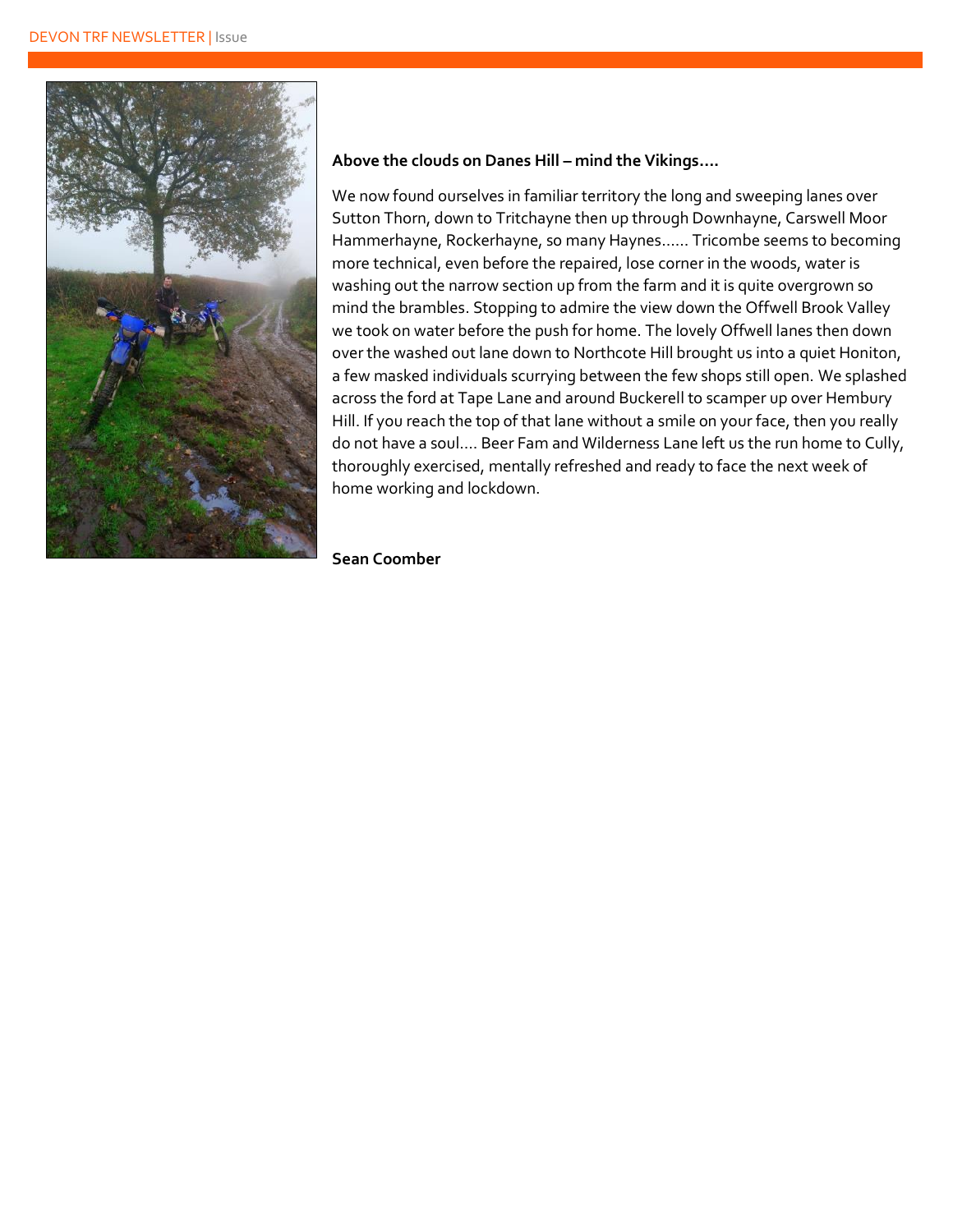**Above the clouds on Danes Hill – mind the Vikings….**

We now found ourselves in familiar territory the long and sweeping lanes over Sutton Thorn, down to Tritchayne then up through Downhayne, Carswell Moor Hammerhayne, Rockerhayne, so many Haynes…... Tricombe seems to becoming more technical, even before the repaired, lose corner in the woods, water is washing out the narrow section up from the farm and it is quite overgrown so mind the brambles. Stopping to admire the view down the Offwell Brook Valley we took on water before the push for home. The lovely Offwell lanes then down over the washed out lane down to Northcote Hill brought us into a quiet Honiton, a few masked individuals scurrying between the few shops still open. We splashed across the ford at Tape Lane and around Buckerell to scamper up over Hembury Hill. If you reach the top of that lane without a smile on your face, then you really do not have a soul…. Beer Fam and Wilderness Lane left us the run home to Cully, thoroughly exercised, mentally refreshed and ready to face the next week of home working and lockdown.

**Sean Coomber**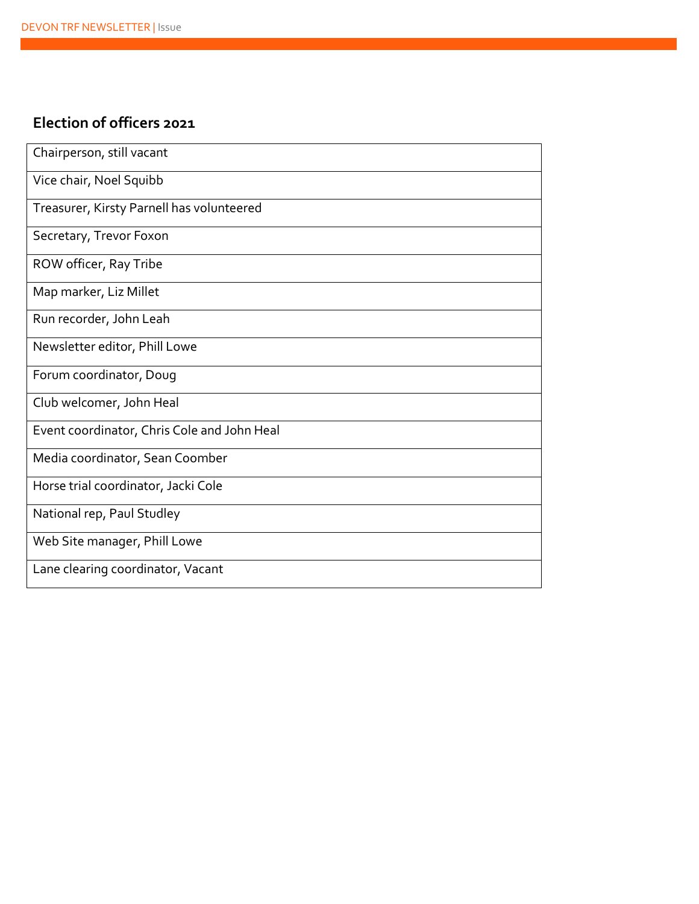## Election of officers 2021

| Chairperson, still vacant |
|---|
| Vice chair, Noel Squibb |
| Treasurer, Kirsty Parnell has volunteered |
| Secretary, Trevor Foxon |
| ROW officer, Ray Tribe |
| Map marker, Liz Millet |
| Run recorder, John Leah |
| Newsletter editor, Phill Lowe |
| Forum coordinator, Doug |
| Club welcomer, John Heal |
| Event coordinator, Chris Cole and John Heal |
| Media coordinator, Sean Coomber |
| Horse trial coordinator, Jacki Cole |
| National rep, Paul Studley |
| Web Site manager, Phill Lowe |
| Lane clearing coordinator, Vacant |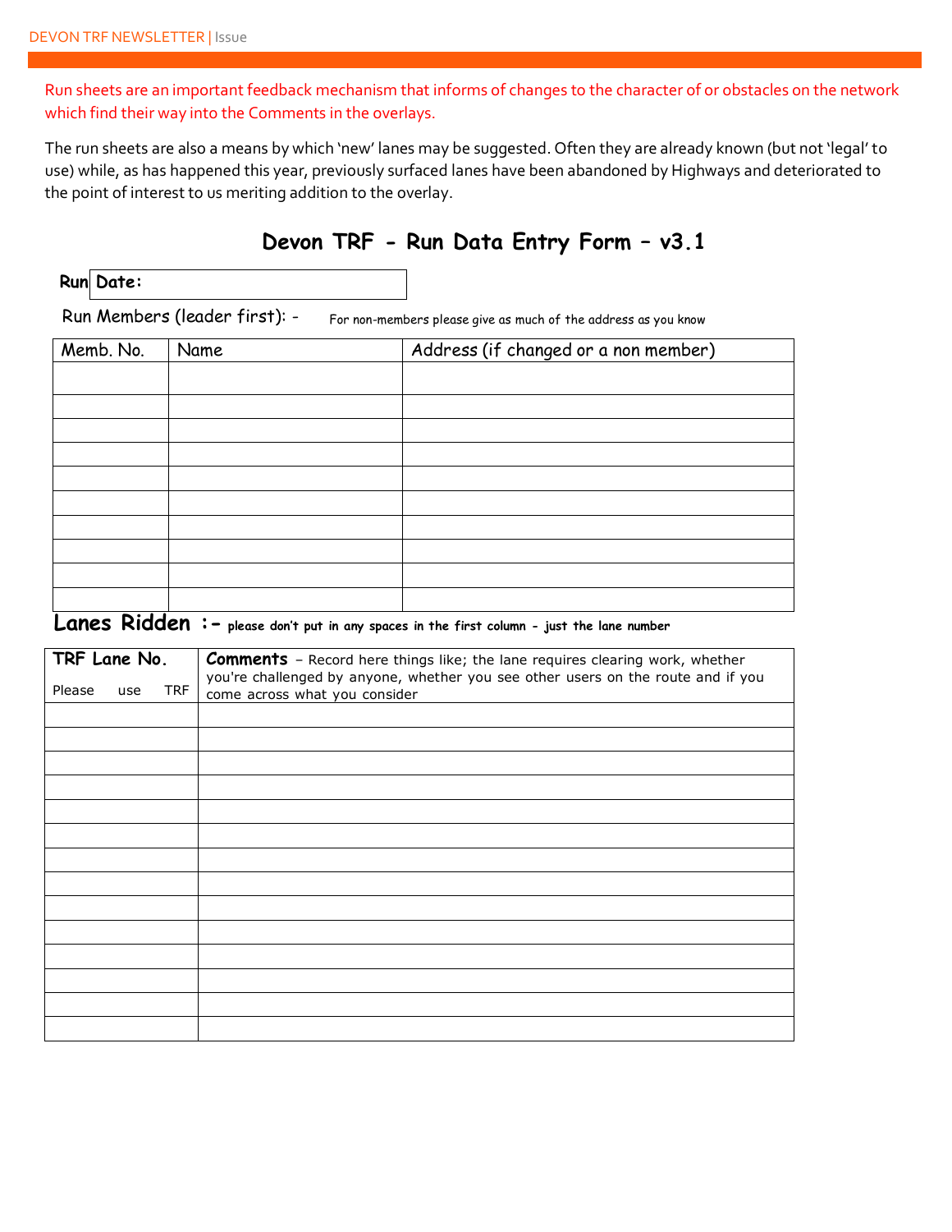Run sheets are an important feedback mechanism that informs of changes to the character of or obstacles on the network which find their way into the Comments in the overlays.

The run sheets are also a means by which 'new' lanes may be suggested. Often they are already known (but not 'legal' to use) while, as has happened this year, previously surfaced lanes have been abandoned by Highways and deteriorated to the point of interest to us meriting addition to the overlay.

## Devon TRF - Run Data Entry Form – v3.1

**Run Date:**

Run Members (leader first): - For non-members please give as much of the address as you know

| Memb. No. | Name | Address (if changed or a non member) |
|---|---|---|
| | | |
| | | |
| | | |
| | | |
| | | |
| | | |
| | | |
| | | |
| | | |
| | | |

**Lanes Ridden :-** **please don't put in any spaces in the first column - just the lane number**

| **TRF Lane No.** Please use TRF | **Comments** – Record here things like; the lane requires clearing work, whether you're challenged by anyone, whether you see other users on the route and if you come across what you consider |
|---|---|
| | |
| | |
| | |
| | |
| | |
| | |
| | |
| | |
| | |
| | |
| | |
| | |
| | |
| | |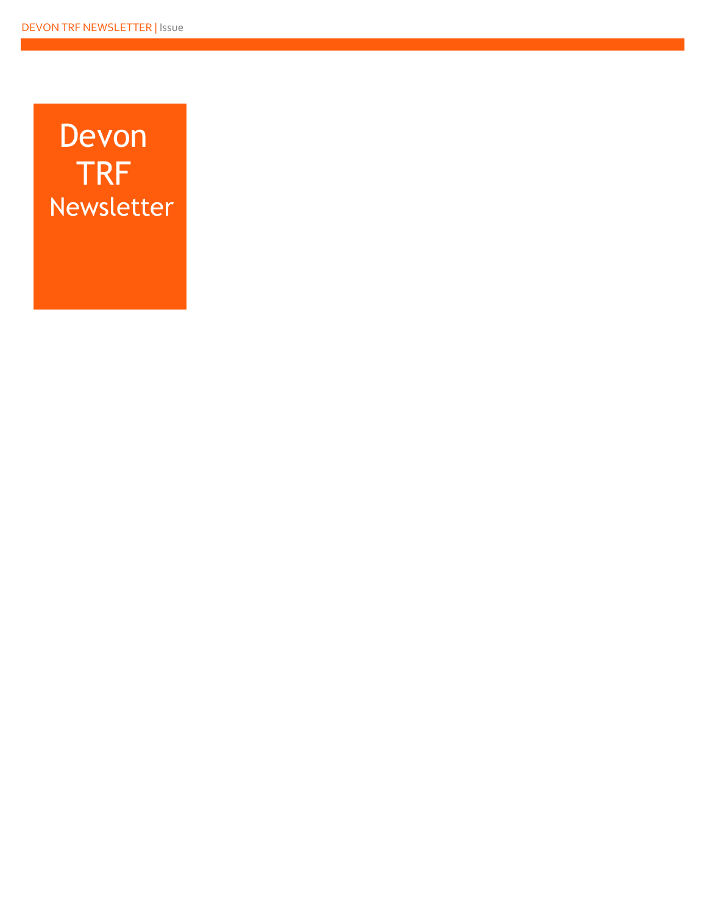Devon TRF Newsletter